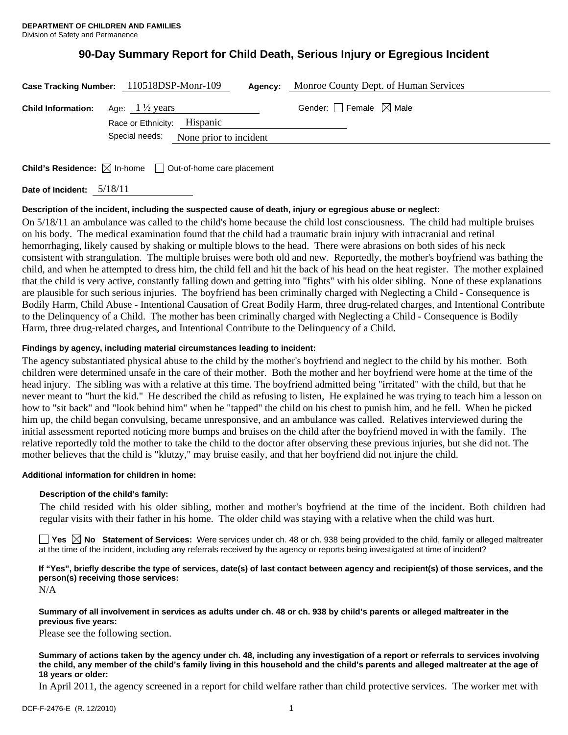**DEPARTMENT OF CHILDREN AND FAMILIES**
Division of Safety and Permanence

# 90-Day Summary Report for Child Death, Serious Injury or Egregious Incident

**Case Tracking Number:** 110518DSP-Monr-109 **Agency:** Monroe County Dept. of Human Services

**Child Information:** Age: 1 ½ years Gender: ☐ Female ☒ Male

Race or Ethnicity: Hispanic

Special needs: None prior to incident

**Child's Residence:** ☒ In-home ☐ Out-of-home care placement

**Date of Incident:** 5/18/11

**Description of the incident, including the suspected cause of death, injury or egregious abuse or neglect:**

On 5/18/11 an ambulance was called to the child's home because the child lost consciousness. The child had multiple bruises on his body. The medical examination found that the child had a traumatic brain injury with intracranial and retinal hemorrhaging, likely caused by shaking or multiple blows to the head. There were abrasions on both sides of his neck consistent with strangulation. The multiple bruises were both old and new. Reportedly, the mother's boyfriend was bathing the child, and when he attempted to dress him, the child fell and hit the back of his head on the heat register. The mother explained that the child is very active, constantly falling down and getting into "fights" with his older sibling. None of these explanations are plausible for such serious injuries. The boyfriend has been criminally charged with Neglecting a Child - Consequence is Bodily Harm, Child Abuse - Intentional Causation of Great Bodily Harm, three drug-related charges, and Intentional Contribute to the Delinquency of a Child. The mother has been criminally charged with Neglecting a Child - Consequence is Bodily Harm, three drug-related charges, and Intentional Contribute to the Delinquency of a Child.

**Findings by agency, including material circumstances leading to incident:**

The agency substantiated physical abuse to the child by the mother's boyfriend and neglect to the child by his mother. Both children were determined unsafe in the care of their mother. Both the mother and her boyfriend were home at the time of the head injury. The sibling was with a relative at this time. The boyfriend admitted being "irritated" with the child, but that he never meant to "hurt the kid." He described the child as refusing to listen, He explained he was trying to teach him a lesson on how to "sit back" and "look behind him" when he "tapped" the child on his chest to punish him, and he fell. When he picked him up, the child began convulsing, became unresponsive, and an ambulance was called. Relatives interviewed during the initial assessment reported noticing more bumps and bruises on the child after the boyfriend moved in with the family. The relative reportedly told the mother to take the child to the doctor after observing these previous injuries, but she did not. The mother believes that the child is "klutzy," may bruise easily, and that her boyfriend did not injure the child.

**Additional information for children in home:**

**Description of the child's family:**

The child resided with his older sibling, mother and mother's boyfriend at the time of the incident. Both children had regular visits with their father in his home. The older child was staying with a relative when the child was hurt.

☐ **Yes** ☒ **No** **Statement of Services:** Were services under ch. 48 or ch. 938 being provided to the child, family or alleged maltreater at the time of the incident, including any referrals received by the agency or reports being investigated at time of incident?

**If "Yes", briefly describe the type of services, date(s) of last contact between agency and recipient(s) of those services, and the person(s) receiving those services:**

N/A

**Summary of all involvement in services as adults under ch. 48 or ch. 938 by child's parents or alleged maltreater in the previous five years:**

Please see the following section.

**Summary of actions taken by the agency under ch. 48, including any investigation of a report or referrals to services involving the child, any member of the child's family living in this household and the child's parents and alleged maltreater at the age of 18 years or older:**

In April 2011, the agency screened in a report for child welfare rather than child protective services. The worker met with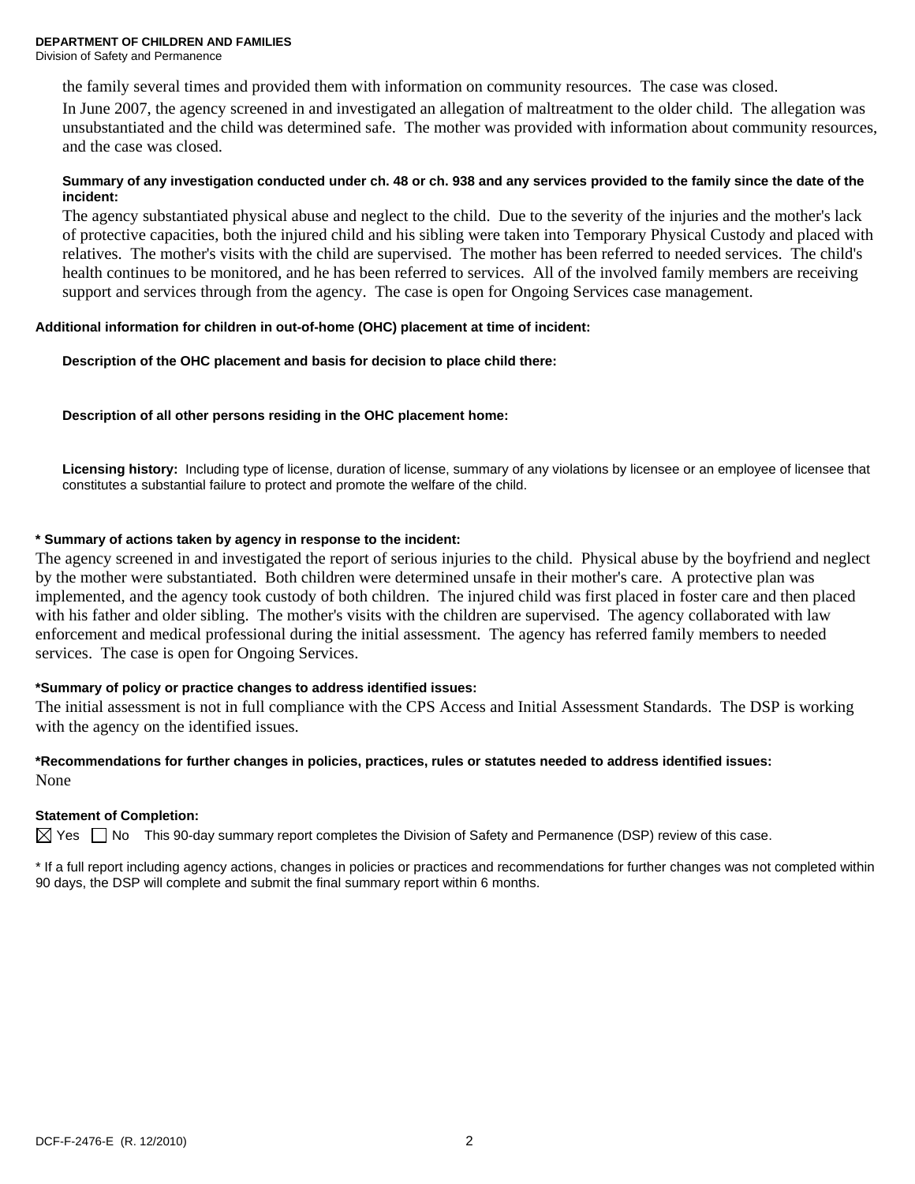the family several times and provided them with information on community resources. The case was closed.

In June 2007, the agency screened in and investigated an allegation of maltreatment to the older child. The allegation was unsubstantiated and the child was determined safe. The mother was provided with information about community resources, and the case was closed.

**Summary of any investigation conducted under ch. 48 or ch. 938 and any services provided to the family since the date of the incident:**

The agency substantiated physical abuse and neglect to the child. Due to the severity of the injuries and the mother's lack of protective capacities, both the injured child and his sibling were taken into Temporary Physical Custody and placed with relatives. The mother's visits with the child are supervised. The mother has been referred to needed services. The child's health continues to be monitored, and he has been referred to services. All of the involved family members are receiving support and services through from the agency. The case is open for Ongoing Services case management.

**Additional information for children in out-of-home (OHC) placement at time of incident:**

**Description of the OHC placement and basis for decision to place child there:**

**Description of all other persons residing in the OHC placement home:**

**Licensing history:** Including type of license, duration of license, summary of any violations by licensee or an employee of licensee that constitutes a substantial failure to protect and promote the welfare of the child.

**\* Summary of actions taken by agency in response to the incident:**

The agency screened in and investigated the report of serious injuries to the child. Physical abuse by the boyfriend and neglect by the mother were substantiated. Both children were determined unsafe in their mother's care. A protective plan was implemented, and the agency took custody of both children. The injured child was first placed in foster care and then placed with his father and older sibling. The mother's visits with the children are supervised. The agency collaborated with law enforcement and medical professional during the initial assessment. The agency has referred family members to needed services. The case is open for Ongoing Services.

**\*Summary of policy or practice changes to address identified issues:**

The initial assessment is not in full compliance with the CPS Access and Initial Assessment Standards. The DSP is working with the agency on the identified issues.

**\*Recommendations for further changes in policies, practices, rules or statutes needed to address identified issues:**

None

**Statement of Completion:**

☒ Yes ☐ No This 90-day summary report completes the Division of Safety and Permanence (DSP) review of this case.

\* If a full report including agency actions, changes in policies or practices and recommendations for further changes was not completed within 90 days, the DSP will complete and submit the final summary report within 6 months.